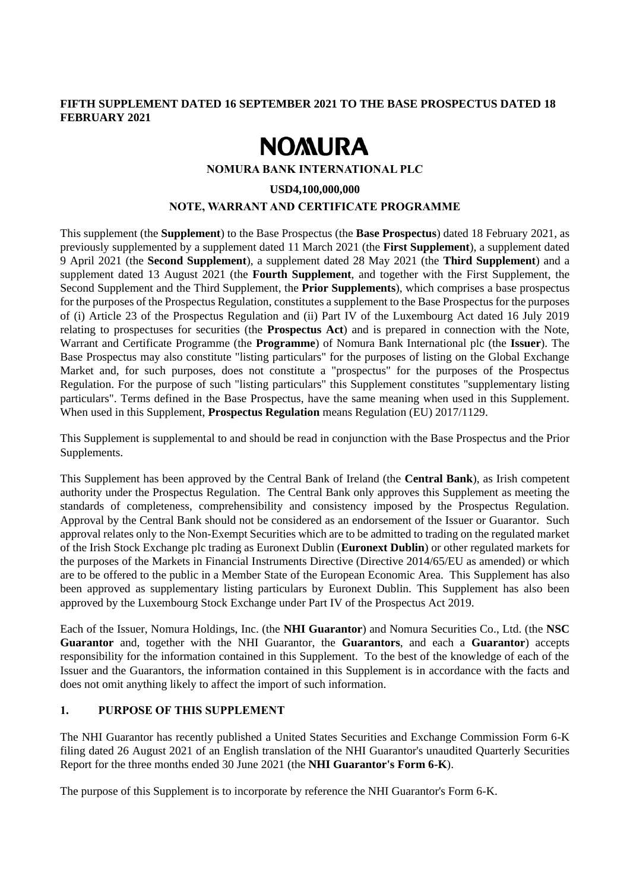**FIFTH SUPPLEMENT DATED 16 SEPTEMBER 2021 TO THE BASE PROSPECTUS DATED 18 FEBRUARY 2021**

# NOMURA

**NOMURA BANK INTERNATIONAL PLC**

**USD4,100,000,000**

**NOTE, WARRANT AND CERTIFICATE PROGRAMME**

This supplement (the **Supplement**) to the Base Prospectus (the **Base Prospectus**) dated 18 February 2021, as previously supplemented by a supplement dated 11 March 2021 (the **First Supplement**), a supplement dated 9 April 2021 (the **Second Supplement**), a supplement dated 28 May 2021 (the **Third Supplement**) and a supplement dated 13 August 2021 (the **Fourth Supplement**, and together with the First Supplement, the Second Supplement and the Third Supplement, the **Prior Supplements**), which comprises a base prospectus for the purposes of the Prospectus Regulation, constitutes a supplement to the Base Prospectus for the purposes of (i) Article 23 of the Prospectus Regulation and (ii) Part IV of the Luxembourg Act dated 16 July 2019 relating to prospectuses for securities (the **Prospectus Act**) and is prepared in connection with the Note, Warrant and Certificate Programme (the **Programme**) of Nomura Bank International plc (the **Issuer**). The Base Prospectus may also constitute "listing particulars" for the purposes of listing on the Global Exchange Market and, for such purposes, does not constitute a "prospectus" for the purposes of the Prospectus Regulation. For the purpose of such "listing particulars" this Supplement constitutes "supplementary listing particulars". Terms defined in the Base Prospectus, have the same meaning when used in this Supplement. When used in this Supplement, **Prospectus Regulation** means Regulation (EU) 2017/1129.

This Supplement is supplemental to and should be read in conjunction with the Base Prospectus and the Prior Supplements.

This Supplement has been approved by the Central Bank of Ireland (the **Central Bank**), as Irish competent authority under the Prospectus Regulation. The Central Bank only approves this Supplement as meeting the standards of completeness, comprehensibility and consistency imposed by the Prospectus Regulation. Approval by the Central Bank should not be considered as an endorsement of the Issuer or Guarantor. Such approval relates only to the Non-Exempt Securities which are to be admitted to trading on the regulated market of the Irish Stock Exchange plc trading as Euronext Dublin (**Euronext Dublin**) or other regulated markets for the purposes of the Markets in Financial Instruments Directive (Directive 2014/65/EU as amended) or which are to be offered to the public in a Member State of the European Economic Area. This Supplement has also been approved as supplementary listing particulars by Euronext Dublin. This Supplement has also been approved by the Luxembourg Stock Exchange under Part IV of the Prospectus Act 2019.

Each of the Issuer, Nomura Holdings, Inc. (the **NHI Guarantor**) and Nomura Securities Co., Ltd. (the **NSC Guarantor** and, together with the NHI Guarantor, the **Guarantors**, and each a **Guarantor**) accepts responsibility for the information contained in this Supplement. To the best of the knowledge of each of the Issuer and the Guarantors, the information contained in this Supplement is in accordance with the facts and does not omit anything likely to affect the import of such information.

## 1. PURPOSE OF THIS SUPPLEMENT

The NHI Guarantor has recently published a United States Securities and Exchange Commission Form 6-K filing dated 26 August 2021 of an English translation of the NHI Guarantor's unaudited Quarterly Securities Report for the three months ended 30 June 2021 (the **NHI Guarantor's Form 6-K**).

The purpose of this Supplement is to incorporate by reference the NHI Guarantor's Form 6-K.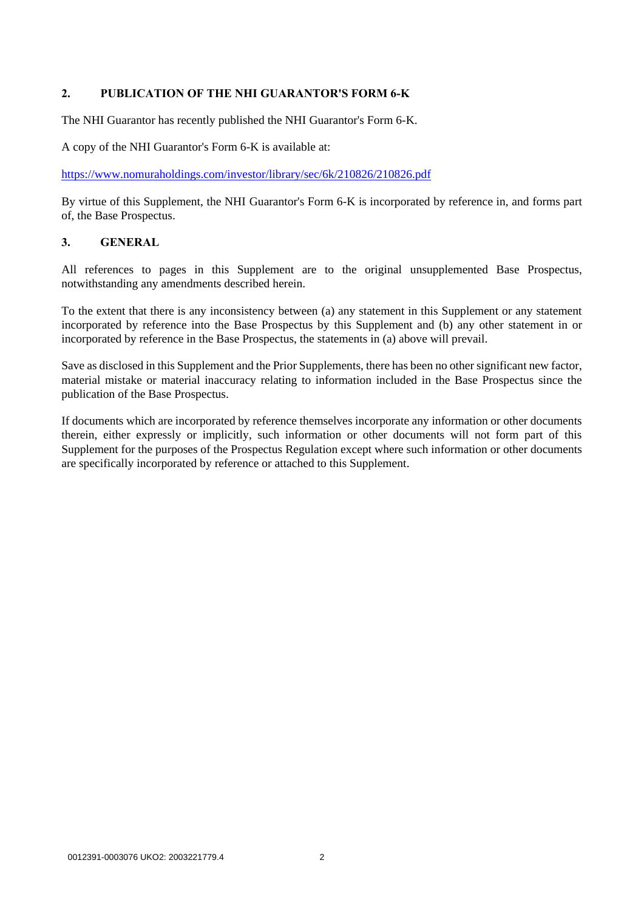## 2. PUBLICATION OF THE NHI GUARANTOR'S FORM 6-K

The NHI Guarantor has recently published the NHI Guarantor's Form 6-K.

A copy of the NHI Guarantor's Form 6-K is available at:

https://www.nomuraholdings.com/investor/library/sec/6k/210826/210826.pdf

By virtue of this Supplement, the NHI Guarantor's Form 6-K is incorporated by reference in, and forms part of, the Base Prospectus.

## 3. GENERAL

All references to pages in this Supplement are to the original unsupplemented Base Prospectus, notwithstanding any amendments described herein.

To the extent that there is any inconsistency between (a) any statement in this Supplement or any statement incorporated by reference into the Base Prospectus by this Supplement and (b) any other statement in or incorporated by reference in the Base Prospectus, the statements in (a) above will prevail.

Save as disclosed in this Supplement and the Prior Supplements, there has been no other significant new factor, material mistake or material inaccuracy relating to information included in the Base Prospectus since the publication of the Base Prospectus.

If documents which are incorporated by reference themselves incorporate any information or other documents therein, either expressly or implicitly, such information or other documents will not form part of this Supplement for the purposes of the Prospectus Regulation except where such information or other documents are specifically incorporated by reference or attached to this Supplement.

0012391-0003076 UKO2: 2003221779.4